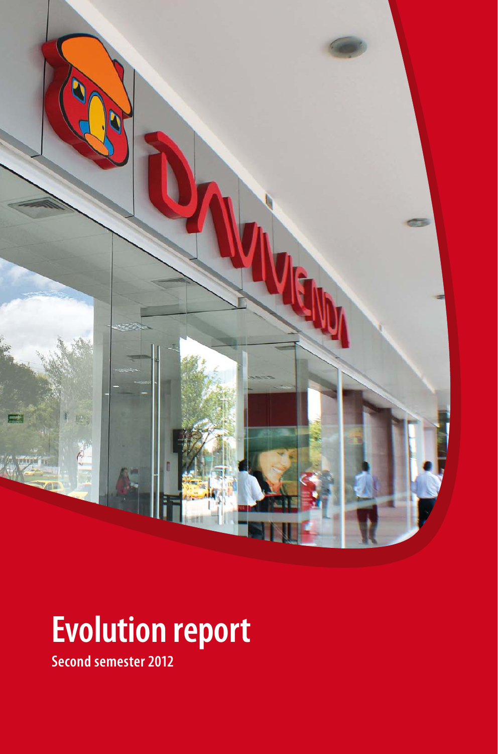# Evolution report

**Second semester 2012**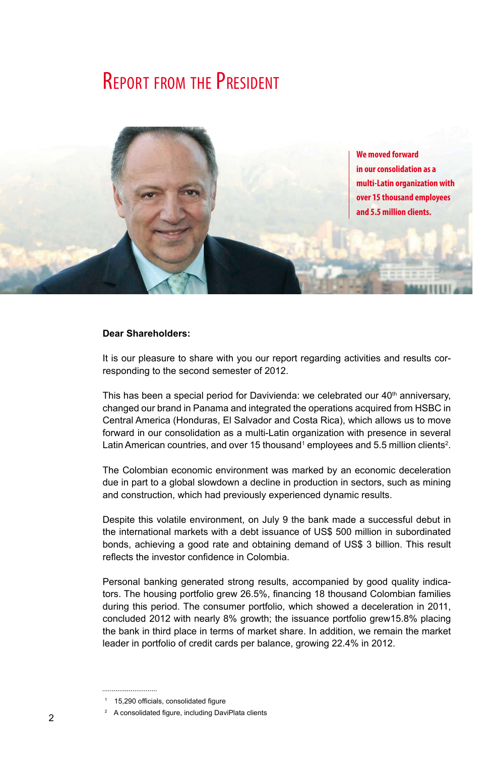# Report from the President

**We moved forward in our consolidation as a multi-Latin organization with over 15 thousand employees and 5.5 million clients.**

**Dear Shareholders:**

It is our pleasure to share with you our report regarding activities and results corresponding to the second semester of 2012.

This has been a special period for Davivienda: we celebrated our 40th anniversary, changed our brand in Panama and integrated the operations acquired from HSBC in Central America (Honduras, El Salvador and Costa Rica), which allows us to move forward in our consolidation as a multi-Latin organization with presence in several Latin American countries, and over 15 thousand[1] employees and 5.5 million clients[2].

The Colombian economic environment was marked by an economic deceleration due in part to a global slowdown a decline in production in sectors, such as mining and construction, which had previously experienced dynamic results.

Despite this volatile environment, on July 9 the bank made a successful debut in the international markets with a debt issuance of US$ 500 million in subordinated bonds, achieving a good rate and obtaining demand of US$ 3 billion. This result reflects the investor confidence in Colombia.

Personal banking generated strong results, accompanied by good quality indicators. The housing portfolio grew 26.5%, financing 18 thousand Colombian families during this period. The consumer portfolio, which showed a deceleration in 2011, concluded 2012 with nearly 8% growth; the issuance portfolio grew15.8% placing the bank in third place in terms of market share. In addition, we remain the market leader in portfolio of credit cards per balance, growing 22.4% in 2012.

---

[1] 15,290 officials, consolidated figure

[2] A consolidated figure, including DaviPlata clients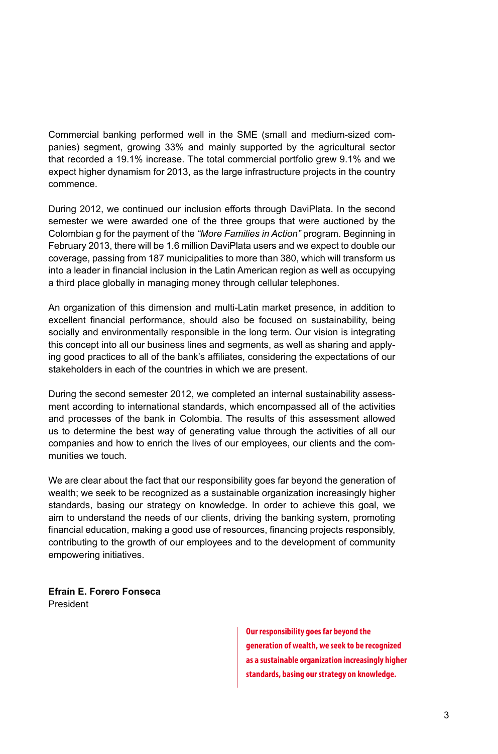Commercial banking performed well in the SME (small and medium-sized companies) segment, growing 33% and mainly supported by the agricultural sector that recorded a 19.1% increase. The total commercial portfolio grew 9.1% and we expect higher dynamism for 2013, as the large infrastructure projects in the country commence.

During 2012, we continued our inclusion efforts through DaviPlata. In the second semester we were awarded one of the three groups that were auctioned by the Colombian g for the payment of the *"More Families in Action"* program. Beginning in February 2013, there will be 1.6 million DaviPlata users and we expect to double our coverage, passing from 187 municipalities to more than 380, which will transform us into a leader in financial inclusion in the Latin American region as well as occupying a third place globally in managing money through cellular telephones.

An organization of this dimension and multi-Latin market presence, in addition to excellent financial performance, should also be focused on sustainability, being socially and environmentally responsible in the long term. Our vision is integrating this concept into all our business lines and segments, as well as sharing and applying good practices to all of the bank's affiliates, considering the expectations of our stakeholders in each of the countries in which we are present.

During the second semester 2012, we completed an internal sustainability assessment according to international standards, which encompassed all of the activities and processes of the bank in Colombia. The results of this assessment allowed us to determine the best way of generating value through the activities of all our companies and how to enrich the lives of our employees, our clients and the communities we touch.

We are clear about the fact that our responsibility goes far beyond the generation of wealth; we seek to be recognized as a sustainable organization increasingly higher standards, basing our strategy on knowledge. In order to achieve this goal, we aim to understand the needs of our clients, driving the banking system, promoting financial education, making a good use of resources, financing projects responsibly, contributing to the growth of our employees and to the development of community empowering initiatives.

**Efraín E. Forero Fonseca**
President

> **Our responsibility goes far beyond the generation of wealth, we seek to be recognized as a sustainable organization increasingly higher standards, basing our strategy on knowledge.**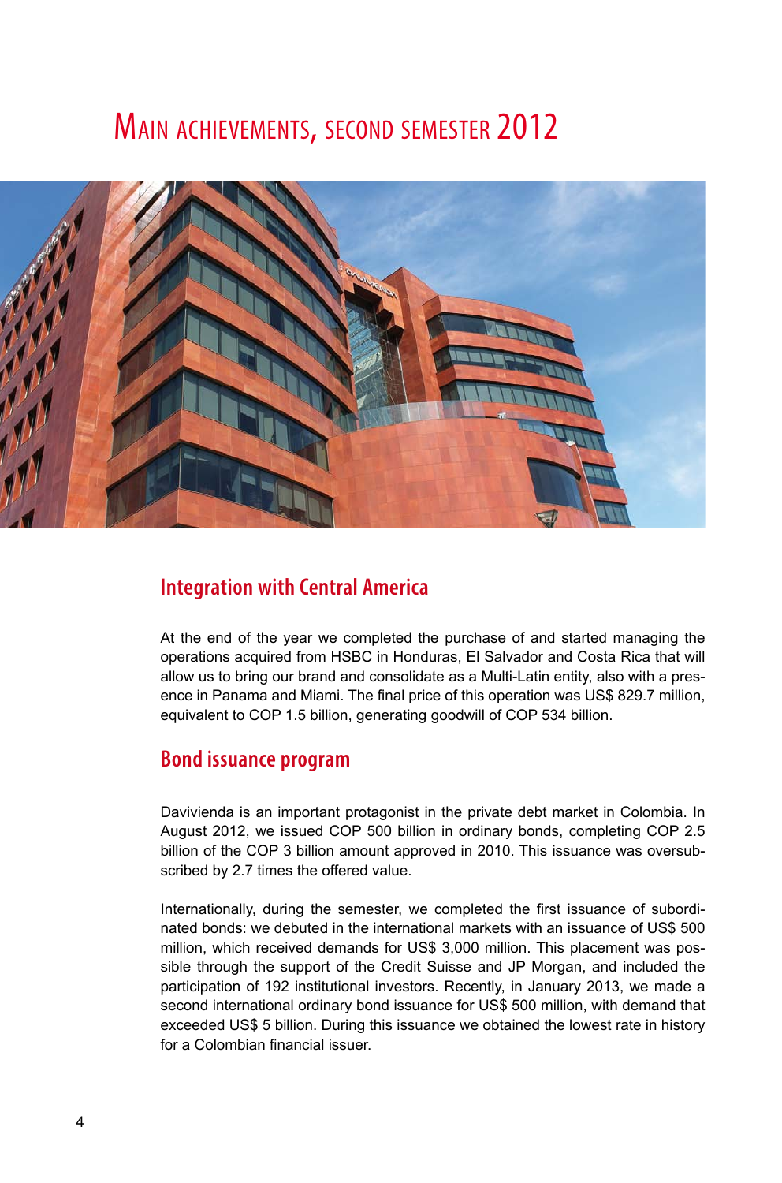# Main achievements, second semester 2012

## Integration with Central America

At the end of the year we completed the purchase of and started managing the operations acquired from HSBC in Honduras, El Salvador and Costa Rica that will allow us to bring our brand and consolidate as a Multi-Latin entity, also with a presence in Panama and Miami. The final price of this operation was US$ 829.7 million, equivalent to COP 1.5 billion, generating goodwill of COP 534 billion.

## Bond issuance program

Davivienda is an important protagonist in the private debt market in Colombia. In August 2012, we issued COP 500 billion in ordinary bonds, completing COP 2.5 billion of the COP 3 billion amount approved in 2010. This issuance was oversubscribed by 2.7 times the offered value.

Internationally, during the semester, we completed the first issuance of subordinated bonds: we debuted in the international markets with an issuance of US$ 500 million, which received demands for US$ 3,000 million. This placement was possible through the support of the Credit Suisse and JP Morgan, and included the participation of 192 institutional investors. Recently, in January 2013, we made a second international ordinary bond issuance for US$ 500 million, with demand that exceeded US$ 5 billion. During this issuance we obtained the lowest rate in history for a Colombian financial issuer.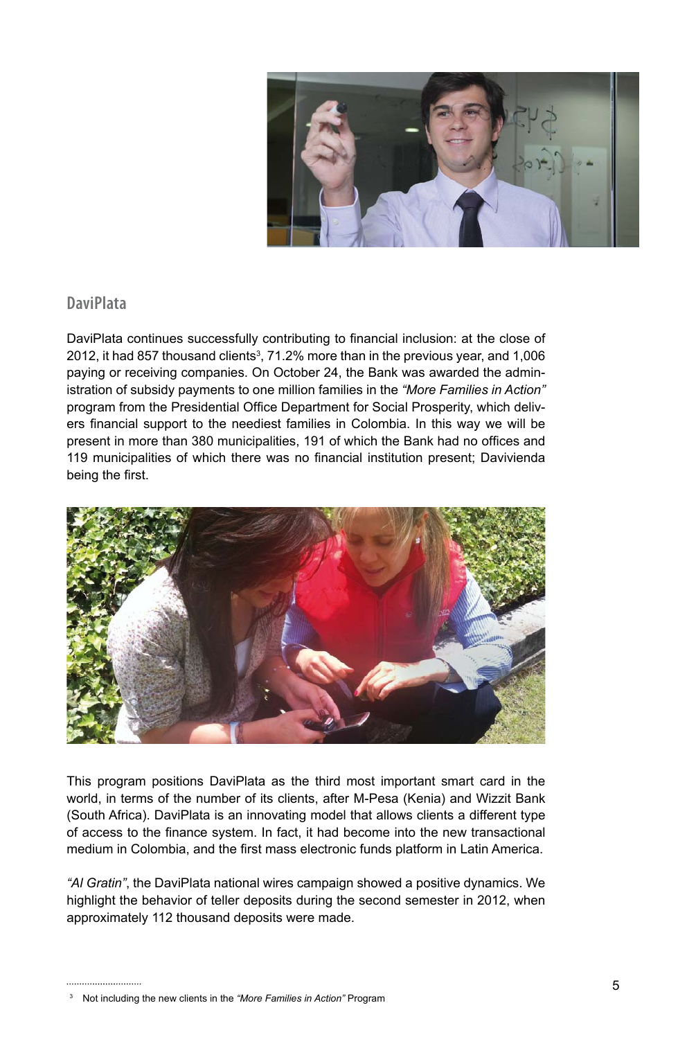## DaviPlata

DaviPlata continues successfully contributing to financial inclusion: at the close of 2012, it had 857 thousand clients[3], 71.2% more than in the previous year, and 1,006 paying or receiving companies. On October 24, the Bank was awarded the administration of subsidy payments to one million families in the *"More Families in Action"* program from the Presidential Office Department for Social Prosperity, which delivers financial support to the neediest families in Colombia. In this way we will be present in more than 380 municipalities, 191 of which the Bank had no offices and 119 municipalities of which there was no financial institution present; Davivienda being the first.

This program positions DaviPlata as the third most important smart card in the world, in terms of the number of its clients, after M-Pesa (Kenia) and Wizzit Bank (South Africa). DaviPlata is an innovating model that allows clients a different type of access to the finance system. In fact, it had become into the new transactional medium in Colombia, and the first mass electronic funds platform in Latin America.

*"Al Gratin"*, the DaviPlata national wires campaign showed a positive dynamics. We highlight the behavior of teller deposits during the second semester in 2012, when approximately 112 thousand deposits were made.

[3] Not including the new clients in the *"More Families in Action"* Program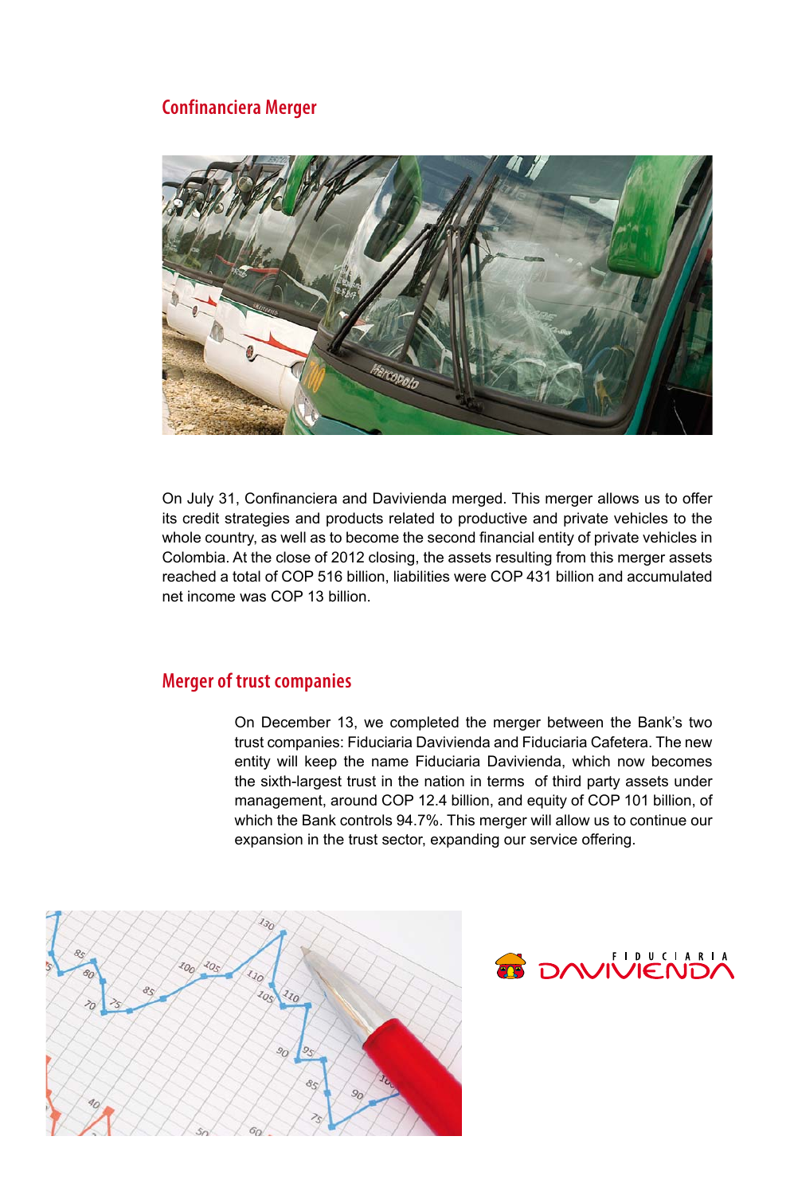## Confinanciera Merger

On July 31, Confinanciera and Davivienda merged. This merger allows us to offer its credit strategies and products related to productive and private vehicles to the whole country, as well as to become the second financial entity of private vehicles in Colombia. At the close of 2012 closing, the assets resulting from this merger assets reached a total of COP 516 billion, liabilities were COP 431 billion and accumulated net income was COP 13 billion.

## Merger of trust companies

On December 13, we completed the merger between the Bank's two trust companies: Fiduciaria Davivienda and Fiduciaria Cafetera. The new entity will keep the name Fiduciaria Davivienda, which now becomes the sixth-largest trust in the nation in terms of third party assets under management, around COP 12.4 billion, and equity of COP 101 billion, of which the Bank controls 94.7%. This merger will allow us to continue our expansion in the trust sector, expanding our service offering.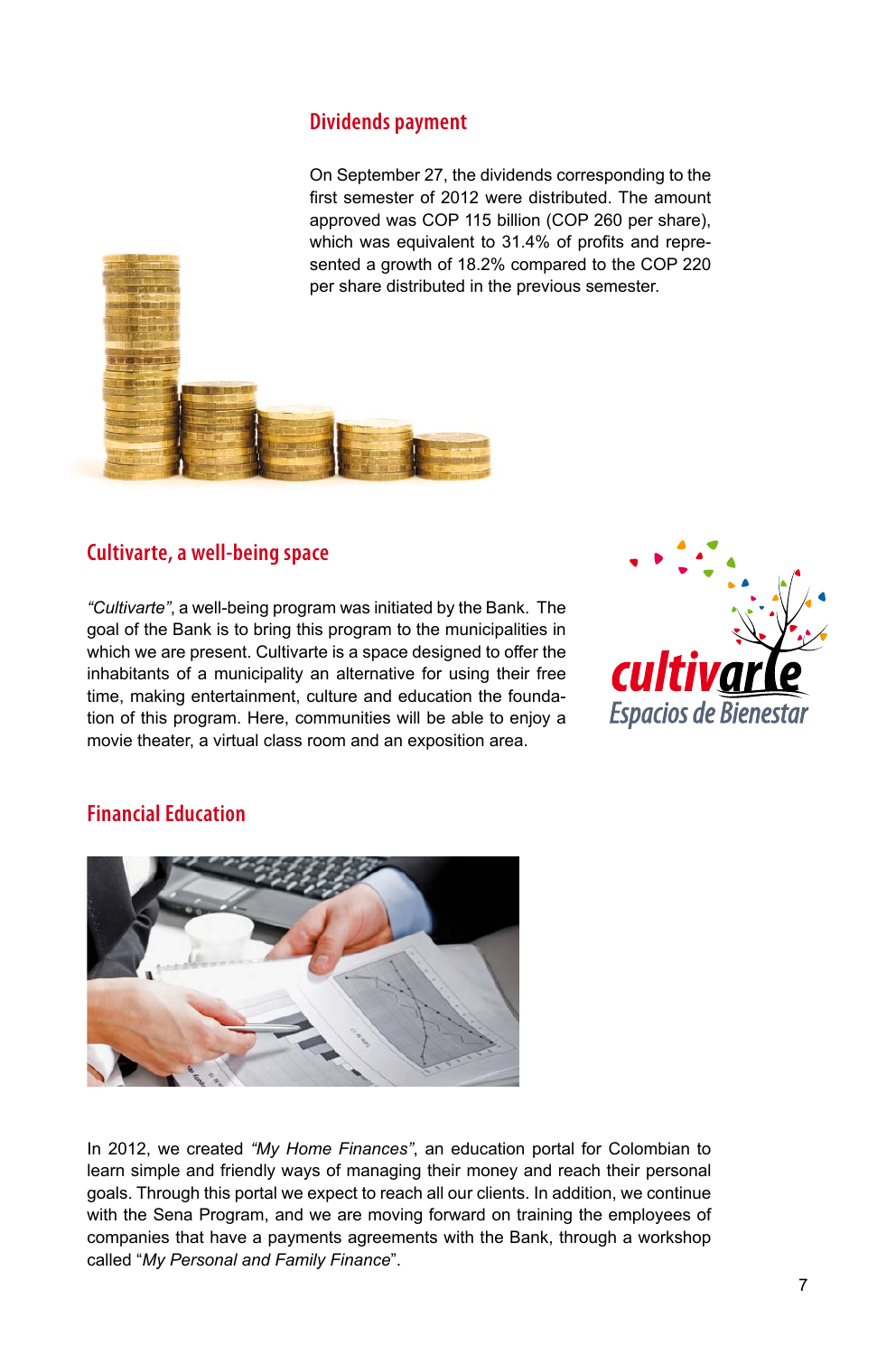## Dividends payment

On September 27, the dividends corresponding to the first semester of 2012 were distributed. The amount approved was COP 115 billion (COP 260 per share), which was equivalent to 31.4% of profits and represented a growth of 18.2% compared to the COP 220 per share distributed in the previous semester.

## Cultivarte, a well-being space

*"Cultivarte"*, a well-being program was initiated by the Bank. The goal of the Bank is to bring this program to the municipalities in which we are present. Cultivarte is a space designed to offer the inhabitants of a municipality an alternative for using their free time, making entertainment, culture and education the foundation of this program. Here, communities will be able to enjoy a movie theater, a virtual class room and an exposition area.

## Financial Education

In 2012, we created *"My Home Finances"*, an education portal for Colombian to learn simple and friendly ways of managing their money and reach their personal goals. Through this portal we expect to reach all our clients. In addition, we continue with the Sena Program, and we are moving forward on training the employees of companies that have a payments agreements with the Bank, through a workshop called "*My Personal and Family Finance*".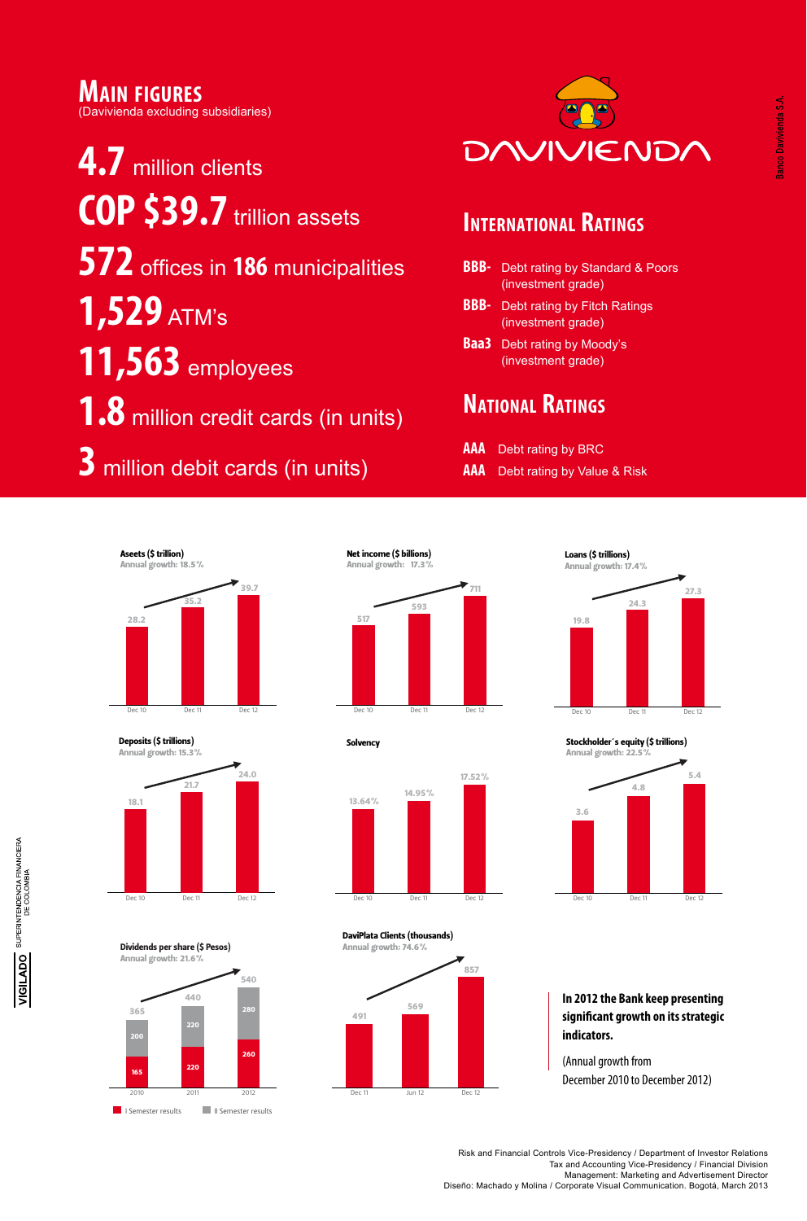# Main figures

(Davivienda excluding subsidiaries)

**4.7** million clients

**COP $39.7** trillion assets

**572** offices in **186** municipalities

**1,529** ATM's

**11,563** employees

**1.8** million credit cards (in units)

**3** million debit cards (in units)

DAVIVIENDA

## International Ratings

**BBB-** Debt rating by Standard & Poors (investment grade)

**BBB-** Debt rating by Fitch Ratings (investment grade)

**Baa3** Debt rating by Moody's (investment grade)

## National Ratings

**AAA** Debt rating by BRC

**AAA** Debt rating by Value & Risk

**Aseets ($ trillion)**
Annual growth: 18.5%
28.2
35.2
39.7
Dec 10
Dec 11
Dec 12

**Net income ($ billions)**
Annual growth: 17.3%
517
593
711
Dec 10
Dec 11
Dec 12

**Loans ($ trillions)**
Annual growth: 17.4%
19.8
24.3
27.3
Dec 10
Dec 11
Dec 12

**Deposits ($ trillions)**
Annual growth: 15.3%
18.1
21.7
24.0
Dec 10
Dec 11
Dec 12

**Solvency**
13.64%
14.95%
17.52%
Dec 10
Dec 11
Dec 12

**Stockholder´s equity ($ trillions)**
Annual growth: 22.5%
3.6
4.8
5.4
Dec 10
Dec 11
Dec 12

**Dividends per share ($ Pesos)**
Annual growth: 21.6%
365
200
165
440
220
220
540
280
260
2010
2011
2012
I Semester results
II Semester results

**DaviPlata Clients (thousands)**
Annual growth: 74.6%
491
569
857
Dec 11
Jun 12
Dec 12

**In 2012 the Bank keep presenting significant growth on its strategic indicators.**

(Annual growth from December 2010 to December 2012)

Risk and Financial Controls Vice-Presidency / Department of Investor Relations
Tax and Accounting Vice-Presidency / Financial Division
Management: Marketing and Advertisement Director
Diseño: Machado y Molina / Corporate Visual Communication. Bogotá, March 2013